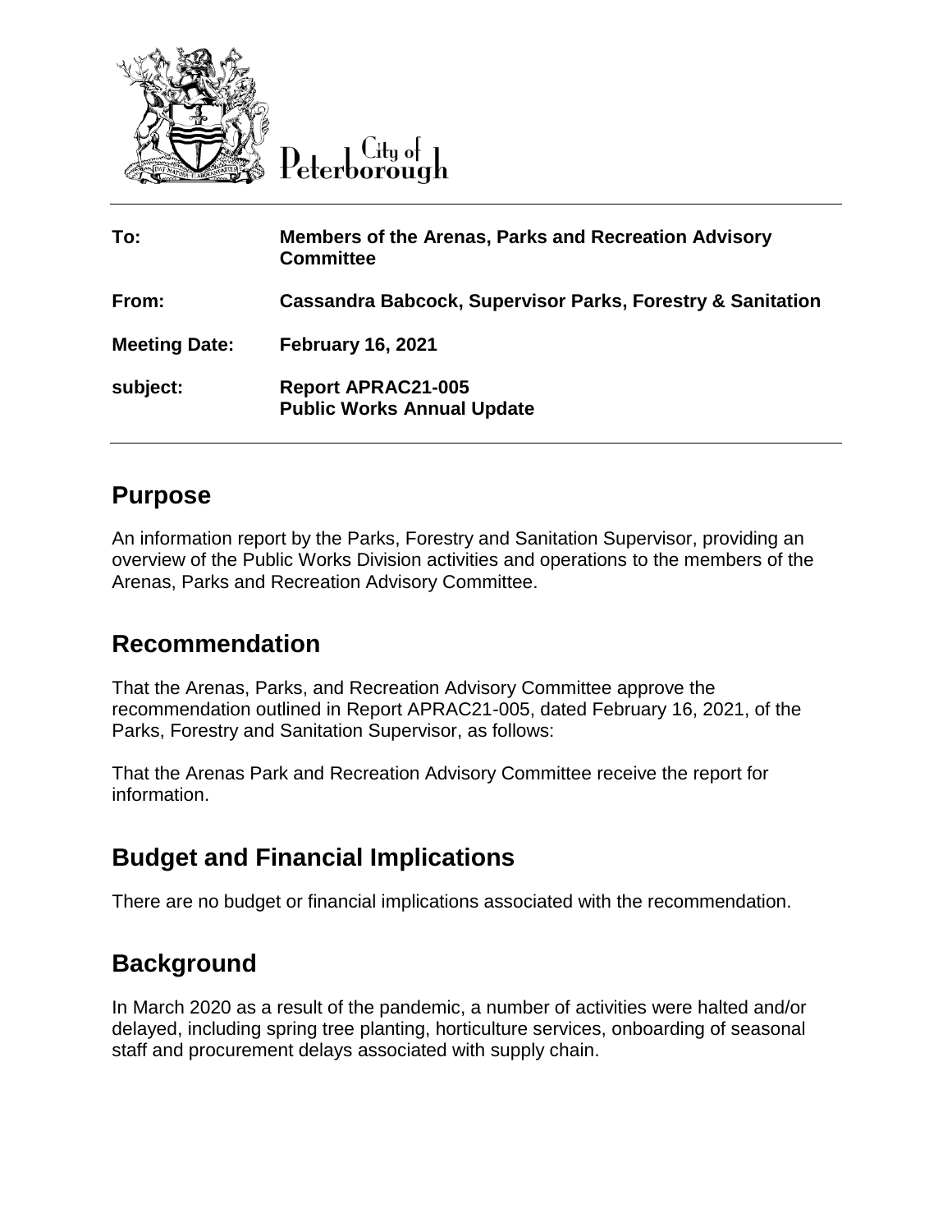City of Peterborough

| To: | Members of the Arenas, Parks and Recreation Advisory Committee |
|---|---|
| From: | Cassandra Babcock, Supervisor Parks, Forestry & Sanitation |
| Meeting Date: | February 16, 2021 |
| subject: | Report APRAC21-005<br>Public Works Annual Update |

## Purpose

An information report by the Parks, Forestry and Sanitation Supervisor, providing an overview of the Public Works Division activities and operations to the members of the Arenas, Parks and Recreation Advisory Committee.

## Recommendation

That the Arenas, Parks, and Recreation Advisory Committee approve the recommendation outlined in Report APRAC21-005, dated February 16, 2021, of the Parks, Forestry and Sanitation Supervisor, as follows:

That the Arenas Park and Recreation Advisory Committee receive the report for information.

## Budget and Financial Implications

There are no budget or financial implications associated with the recommendation.

## Background

In March 2020 as a result of the pandemic, a number of activities were halted and/or delayed, including spring tree planting, horticulture services, onboarding of seasonal staff and procurement delays associated with supply chain.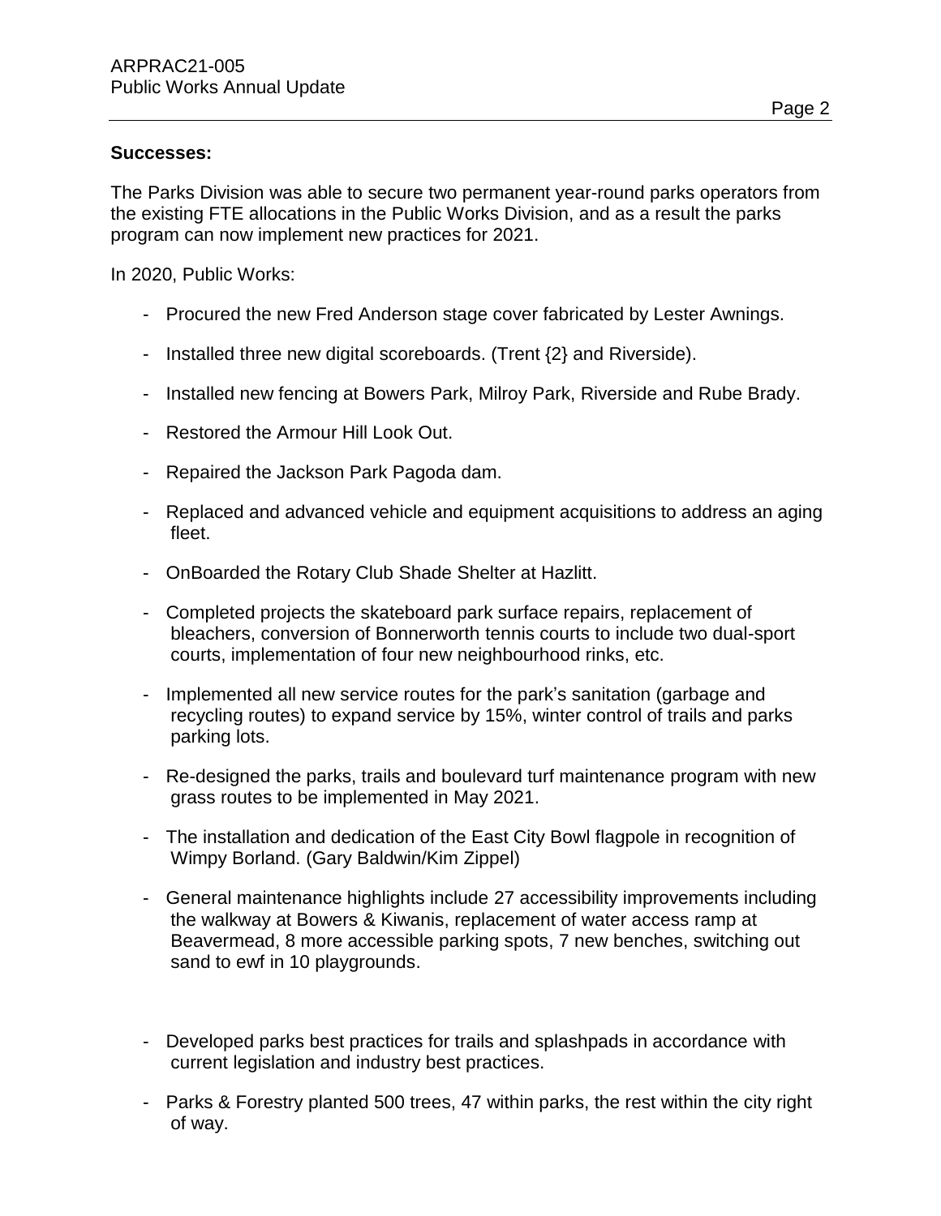**Successes:**

The Parks Division was able to secure two permanent year-round parks operators from the existing FTE allocations in the Public Works Division, and as a result the parks program can now implement new practices for 2021.

In 2020, Public Works:

- Procured the new Fred Anderson stage cover fabricated by Lester Awnings.
- Installed three new digital scoreboards. (Trent {2} and Riverside).
- Installed new fencing at Bowers Park, Milroy Park, Riverside and Rube Brady.
- Restored the Armour Hill Look Out.
- Repaired the Jackson Park Pagoda dam.
- Replaced and advanced vehicle and equipment acquisitions to address an aging fleet.
- OnBoarded the Rotary Club Shade Shelter at Hazlitt.
- Completed projects the skateboard park surface repairs, replacement of bleachers, conversion of Bonnerworth tennis courts to include two dual-sport courts, implementation of four new neighbourhood rinks, etc.
- Implemented all new service routes for the park's sanitation (garbage and recycling routes) to expand service by 15%, winter control of trails and parks parking lots.
- Re-designed the parks, trails and boulevard turf maintenance program with new grass routes to be implemented in May 2021.
- The installation and dedication of the East City Bowl flagpole in recognition of Wimpy Borland. (Gary Baldwin/Kim Zippel)
- General maintenance highlights include 27 accessibility improvements including the walkway at Bowers & Kiwanis, replacement of water access ramp at Beavermead, 8 more accessible parking spots, 7 new benches, switching out sand to ewf in 10 playgrounds.
- Developed parks best practices for trails and splashpads in accordance with current legislation and industry best practices.
- Parks & Forestry planted 500 trees, 47 within parks, the rest within the city right of way.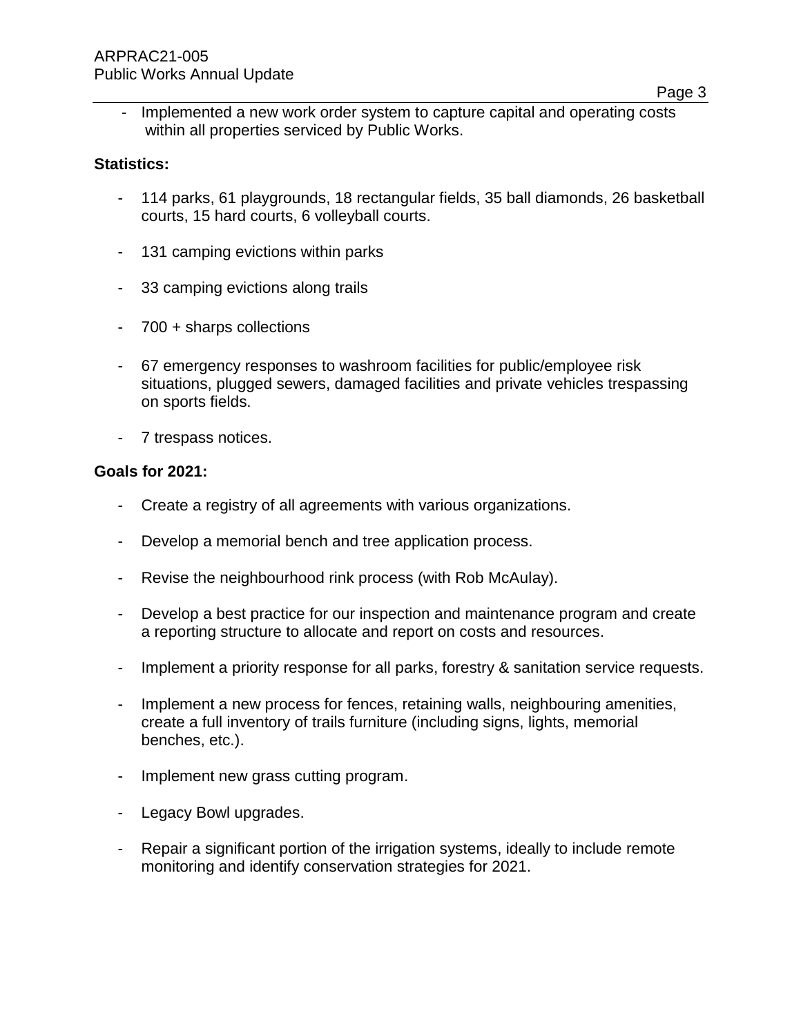- Implemented a new work order system to capture capital and operating costs within all properties serviced by Public Works.

**Statistics:**

- 114 parks, 61 playgrounds, 18 rectangular fields, 35 ball diamonds, 26 basketball courts, 15 hard courts, 6 volleyball courts.
- 131 camping evictions within parks
- 33 camping evictions along trails
- 700 + sharps collections
- 67 emergency responses to washroom facilities for public/employee risk situations, plugged sewers, damaged facilities and private vehicles trespassing on sports fields.
- 7 trespass notices.

**Goals for 2021:**

- Create a registry of all agreements with various organizations.
- Develop a memorial bench and tree application process.
- Revise the neighbourhood rink process (with Rob McAulay).
- Develop a best practice for our inspection and maintenance program and create a reporting structure to allocate and report on costs and resources.
- Implement a priority response for all parks, forestry & sanitation service requests.
- Implement a new process for fences, retaining walls, neighbouring amenities, create a full inventory of trails furniture (including signs, lights, memorial benches, etc.).
- Implement new grass cutting program.
- Legacy Bowl upgrades.
- Repair a significant portion of the irrigation systems, ideally to include remote monitoring and identify conservation strategies for 2021.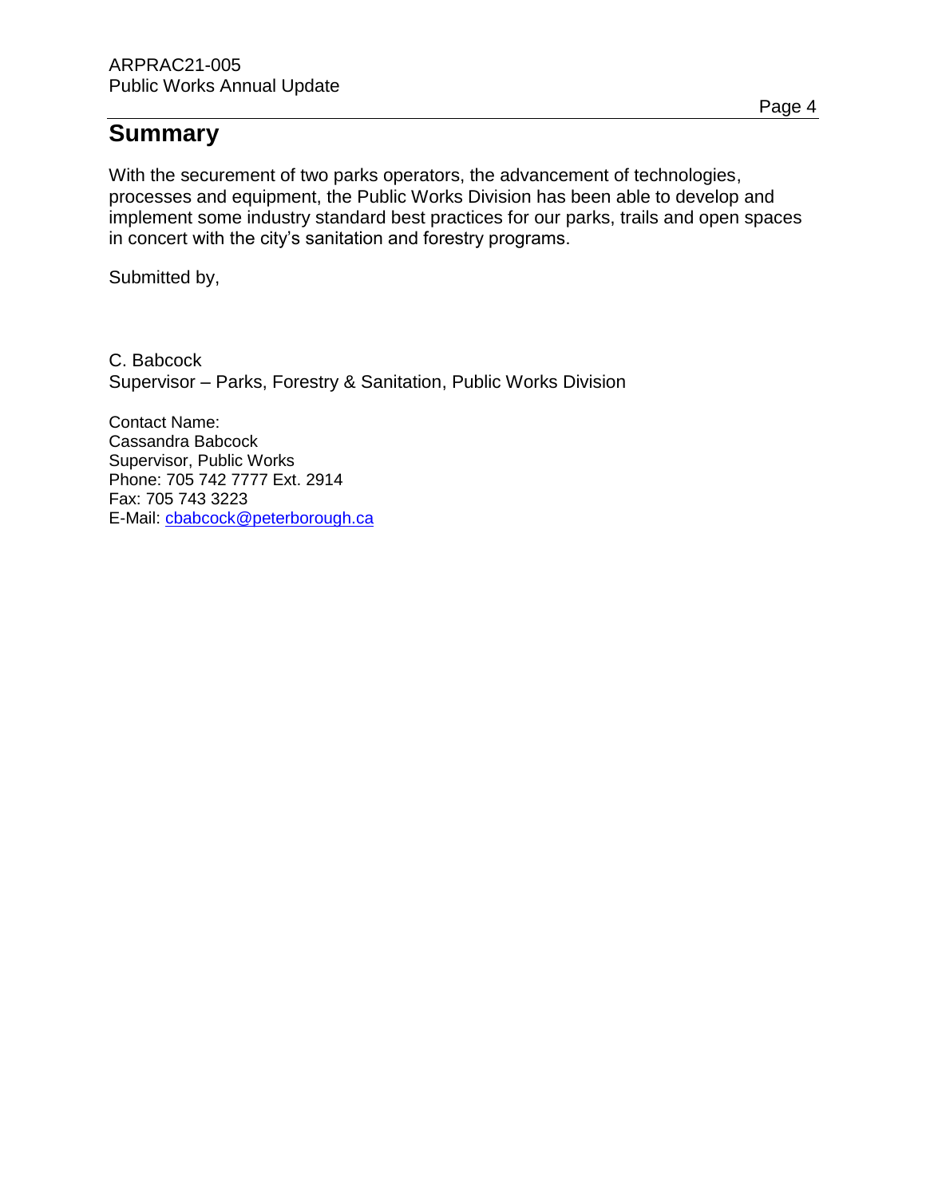## Summary

With the securement of two parks operators, the advancement of technologies, processes and equipment, the Public Works Division has been able to develop and implement some industry standard best practices for our parks, trails and open spaces in concert with the city's sanitation and forestry programs.

Submitted by,

C. Babcock
Supervisor – Parks, Forestry & Sanitation, Public Works Division

Contact Name:
Cassandra Babcock
Supervisor, Public Works
Phone: 705 742 7777 Ext. 2914
Fax: 705 743 3223
E-Mail: cbabcock@peterborough.ca